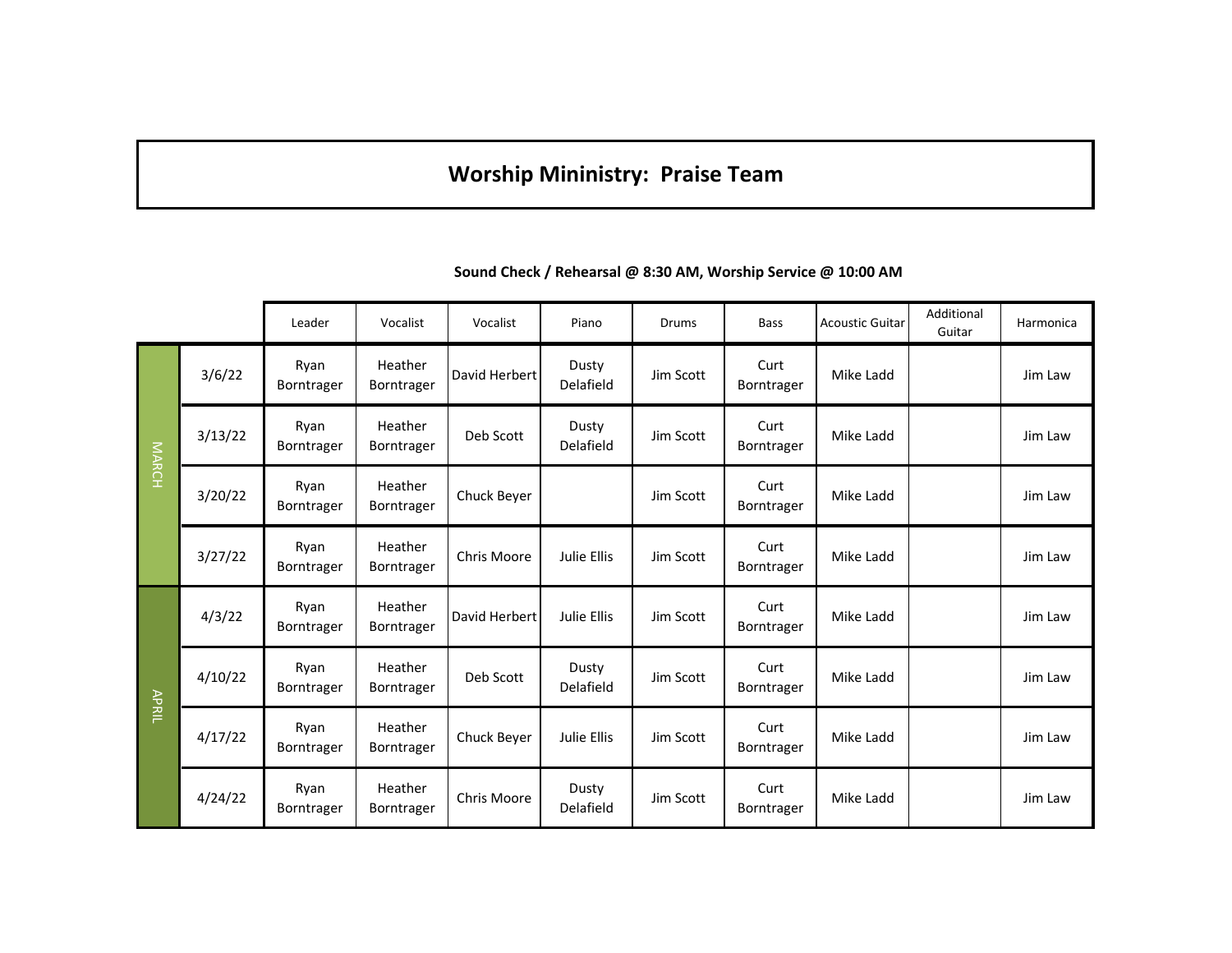# Worship Mininistry: Praise Team

**Sound Check / Rehearsal @ 8:30 AM, Worship Service @ 10:00 AM**

| | | Leader | Vocalist | Vocalist | Piano | Drums | Bass | Acoustic Guitar | Additional Guitar | Harmonica |
|---|---|---|---|---|---|---|---|---|---|---|
| MARCH | 3/6/22 | Ryan Borntrager | Heather Borntrager | David Herbert | Dusty Delafield | Jim Scott | Curt Borntrager | Mike Ladd | | Jim Law |
| | 3/13/22 | Ryan Borntrager | Heather Borntrager | Deb Scott | Dusty Delafield | Jim Scott | Curt Borntrager | Mike Ladd | | Jim Law |
| | 3/20/22 | Ryan Borntrager | Heather Borntrager | Chuck Beyer | | Jim Scott | Curt Borntrager | Mike Ladd | | Jim Law |
| | 3/27/22 | Ryan Borntrager | Heather Borntrager | Chris Moore | Julie Ellis | Jim Scott | Curt Borntrager | Mike Ladd | | Jim Law |
| APRIL | 4/3/22 | Ryan Borntrager | Heather Borntrager | David Herbert | Julie Ellis | Jim Scott | Curt Borntrager | Mike Ladd | | Jim Law |
| | 4/10/22 | Ryan Borntrager | Heather Borntrager | Deb Scott | Dusty Delafield | Jim Scott | Curt Borntrager | Mike Ladd | | Jim Law |
| | 4/17/22 | Ryan Borntrager | Heather Borntrager | Chuck Beyer | Julie Ellis | Jim Scott | Curt Borntrager | Mike Ladd | | Jim Law |
| | 4/24/22 | Ryan Borntrager | Heather Borntrager | Chris Moore | Dusty Delafield | Jim Scott | Curt Borntrager | Mike Ladd | | Jim Law |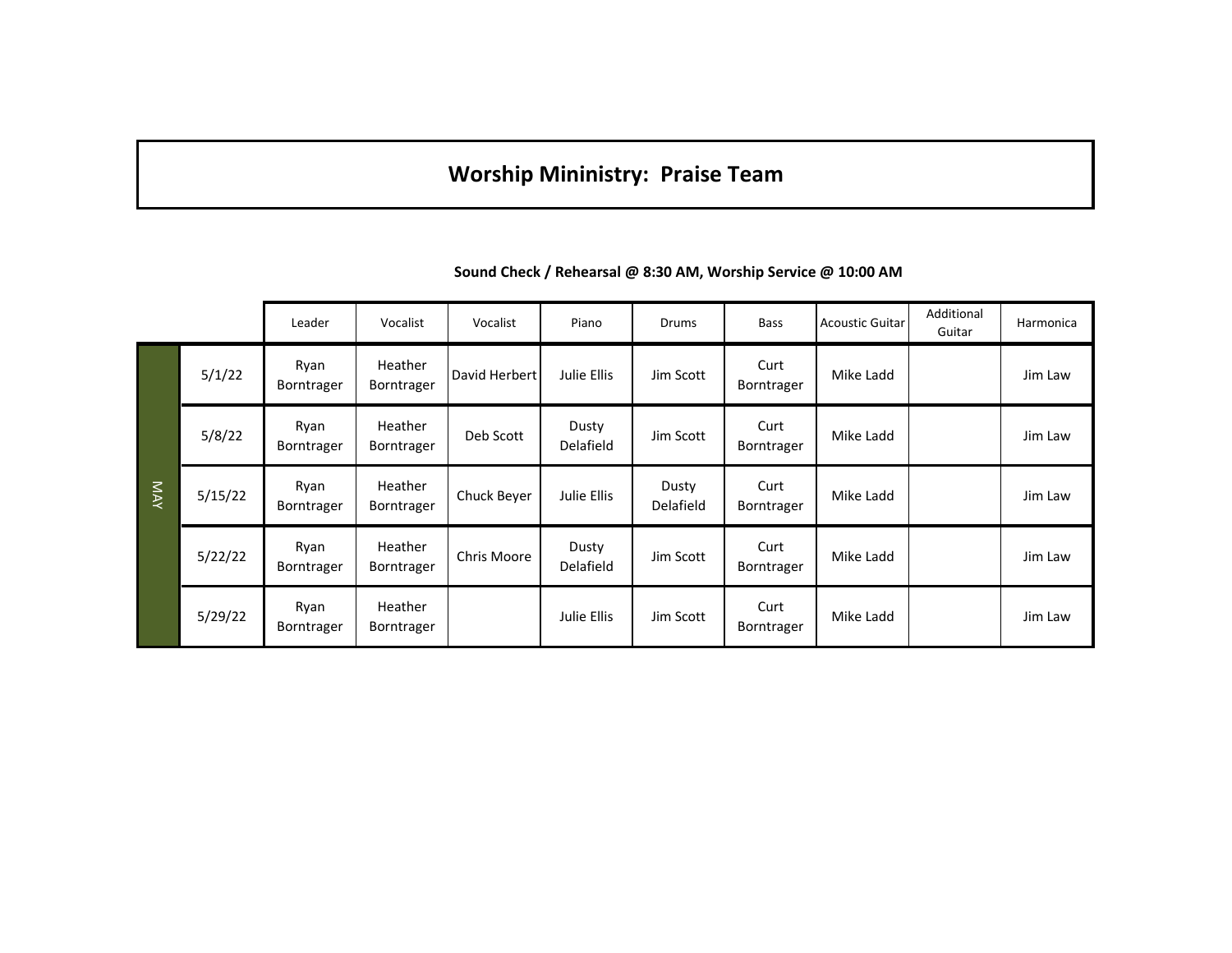# Worship Mininistry:  Praise Team

**Sound Check / Rehearsal @ 8:30 AM, Worship Service @ 10:00 AM**

| | | Leader | Vocalist | Vocalist | Piano | Drums | Bass | Acoustic Guitar | Additional Guitar | Harmonica |
|---|---|---|---|---|---|---|---|---|---|---|
| MAY | 5/1/22 | Ryan Borntrager | Heather Borntrager | David Herbert | Julie Ellis | Jim Scott | Curt Borntrager | Mike Ladd | | Jim Law |
| | 5/8/22 | Ryan Borntrager | Heather Borntrager | Deb Scott | Dusty Delafield | Jim Scott | Curt Borntrager | Mike Ladd | | Jim Law |
| | 5/15/22 | Ryan Borntrager | Heather Borntrager | Chuck Beyer | Julie Ellis | Dusty Delafield | Curt Borntrager | Mike Ladd | | Jim Law |
| | 5/22/22 | Ryan Borntrager | Heather Borntrager | Chris Moore | Dusty Delafield | Jim Scott | Curt Borntrager | Mike Ladd | | Jim Law |
| | 5/29/22 | Ryan Borntrager | Heather Borntrager | | Julie Ellis | Jim Scott | Curt Borntrager | Mike Ladd | | Jim Law |